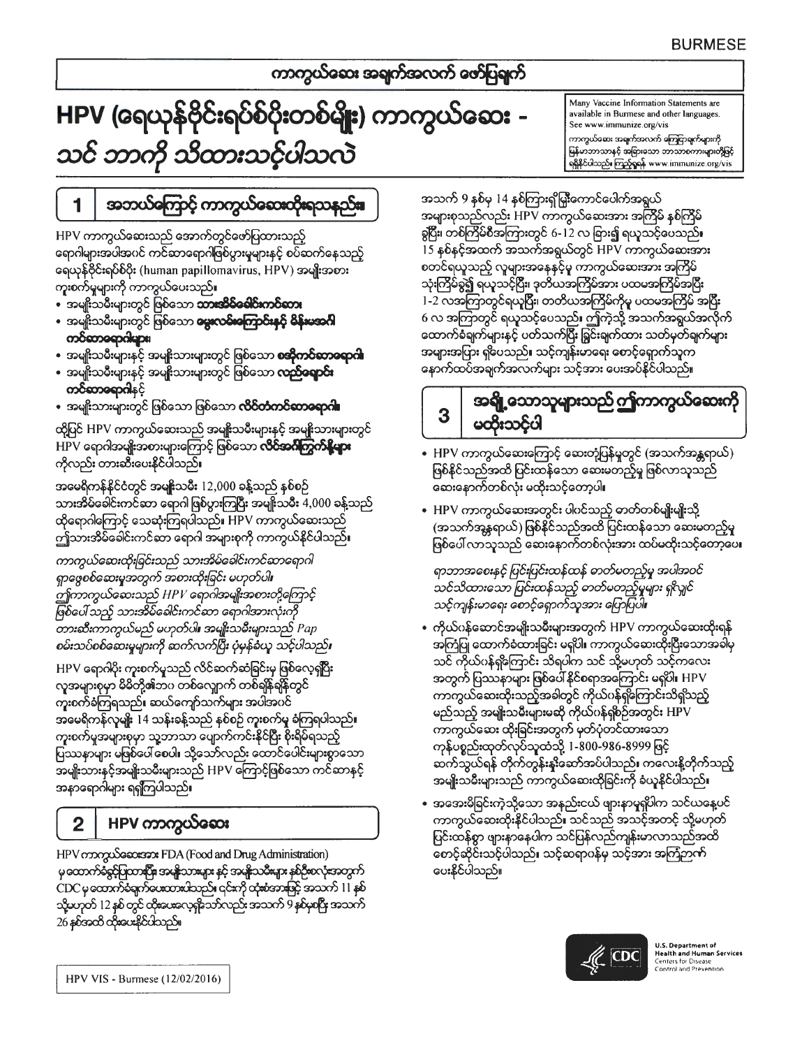ကာကွယ်ဆေး အချက်အလက် ဖော်ပြချက်

# HPV (ရေယုန်ဗိုင်းရပ်စ်ပိုးတစ်မျိုး) ကာကွယ်ဆေး - သင် ဘာကို သိထားသင့်ပါသလဲ

Many Vaccine Information Statements are available in Burmese and other languages. See www.immunize.org/vis

ကာကွယ်ဆေး အချက်အလက် ကြေငြာချက်များကို မြန်မာဘာသာနှင့် အခြားသော ဘာသာစကားများတို့ဖြင့် ရရှိနိုင်ပါသည်။ ကြည့်ရှုရန် www.immunize.org/vis

## 1 အဘယ်ကြောင့် ကာကွယ်ဆေးထိုးရသနည်း။

HPV ကာကွယ်ဆေးသည် အောက်တွင်ဖော်ပြထားသည့် ရောဂါများအပါအဝင် ကင်ဆာရောဂါဖြစ်ပွားမှုများနှင့် စပ်ဆက်နေသည့် ရေယုန်ဗိုင်းရပ်စ်ပိုး (human papillomavirus, HPV) အမျိုးအစား ကူးစက်မှုများကို ကာကွယ်ပေးသည်။

- အမျိုးသမီးများတွင် ဖြစ်သော **သားအိမ်ခေါင်းကင်ဆာ**
- အမျိုးသမီးများတွင် ဖြစ်သော **မွေးလမ်းကြောင်းနှင့် မိန်းမအင်္ဂါ ကင်ဆာရောဂါများ**
- အမျိုးသမီးများနှင့် အမျိုးသားများတွင် ဖြစ်သော **စအိုကင်ဆာရောဂါ**
- အမျိုးသမီးများနှင့် အမျိုးသားများတွင် ဖြစ်သော **လည်ချောင်း ကင်ဆာရောဂါ**နှင့်
- အမျိုးသားများတွင် ဖြစ်သော ဖြစ်သော **လိင်တံကင်ဆာရောဂါ**

ထို့ပြင် HPV ကာကွယ်ဆေးသည် အမျိုးသမီးများနှင့် အမျိုးသားများတွင် HPV ရောဂါအမျိုးအစားများကြောင့် ဖြစ်သော **လိင်အင်္ဂါကြွက်နို့များ**ကိုလည်း တားဆီးပေးနိုင်ပါသည်။

အမေရိကန်နိုင်ငံတွင် အမျိုးသမီး 12,000 ခန့်သည် နှစ်စဉ် သားအိမ်ခေါင်းကင်ဆာ ရောဂါ ဖြစ်ပွားကြပြီး အမျိုးသမီး 4,000 ခန့်သည် ထိုရောဂါကြောင့် သေဆုံးကြရပါသည်။ HPV ကာကွယ်ဆေးသည် ဤသားအိမ်ခေါင်းကင်ဆာ ရောဂါ အများစုကို ကာကွယ်နိုင်ပါသည်။

*ကာကွယ်ဆေးထိုးခြင်းသည် သားအိမ်ခေါင်းကင်ဆာရောဂါ ရှာဖွေစစ်ဆေးမှုအတွက် အစားထိုးခြင်း မဟုတ်ပါ။ ဤကာကွယ်ဆေးသည် HPV ရောဂါအမျိုးအစားတို့ကြောင့် ဖြစ်ပေါ်သည့် သားအိမ်ခေါင်းကင်ဆာ ရောဂါအားလုံးကို တားဆီးကာကွယ်မည် မဟုတ်ပါ။ အမျိုးသမီးများသည် Pap စမ်းသပ်စစ်ဆေးမှုများကို ဆက်လက်ပြီး ပုံမှန်ခံယူ သင့်ပါသည်။*

HPV ရောဂါပိုး ကူးစက်မှုသည် လိင်ဆက်ဆံခြင်းမှ ဖြစ်လေ့ရှိပြီး လူအများစုမှာ မိမိတို့၏ဘဝ တစ်လျှောက် တစ်ချိန်ချိန်တွင် ကူးစက်ခံကြရသည်။ ဆယ်ကျော်သက်များ အပါအဝင် အမေရိကန်လူမျိုး 14 သန်းခန့်သည် နှစ်စဉ် ကူးစက်မှု ခံကြရပါသည်။ ကူးစက်မှုအများစုမှာ သူ့ဘာသာ ပျောက်ကင်းနိုင်ပြီး စိုးရိမ်ရသည့် ပြဿနာများ မဖြစ်ပေါ် စေပါ။ သို့သော်လည်း ထောင်ပေါင်းများစွာသော အမျိုးသားနှင့်အမျိုးသမီးများသည် HPV ကြောင့်ဖြစ်သော ကင်ဆာနှင့် အနာရောဂါများ ရရှိကြပါသည်။

## 2 HPV ကာကွယ်ဆေး

HPV ကာကွယ်ဆေးအား FDA (Food and Drug Administration) မှ ထောက်ခံခွင့်ပြုထားပြီး အမျိုးသားများ နှင့် အမျိုးသမီးများ နှစ်ဦးစလုံးအတွက် CDC မှ ထောက်ခံချက်ပေးထားပါသည်။ ၎င်းကို ထုံးစံအားဖြင့် အသက် 11 နှစ် သို့မဟုတ် 12 နှစ် တွင် ထိုးပေးလေ့ရှိသော်လည်း အသက် 9 နှစ်မှစပြီး အသက် 26 နှစ်အထိ ထိုးပေးနိုင်ပါသည်။

အသက် 9 နှစ်မှ 14 နှစ်ကြားရှိ မြီးကောင်ပေါက်အရွယ် အများစုသည်လည်း HPV ကာကွယ်ဆေးအား အကြိမ် နှစ်ကြိမ် ခွဲပြီး၊ တစ်ကြိမ်စီအကြားတွင် 6-12 လ ခြား၍ ရယူသင့်ပေသည်။ 15 နှစ်နှင့်အထက် အသက်အရွယ်တွင် HPV ကာကွယ်ဆေးအား စတင်ရယူသည့် လူများအနေနှင့်မူ ကာကွယ်ဆေးအား အကြိမ် သုံးကြိမ်ခွဲ၍ ရယူသင့်ပြီး၊ ဒုတိယအကြိမ်အား ပထမအကြိမ်အပြီး 1-2 လအကြာတွင်ရယူပြီး၊ တတိယအကြိမ်ကိုမူ ပထမအကြိမ် အပြီး 6 လ အကြာတွင် ရယူသင့်ပေသည်။ ဤကဲ့သို့ အသက်အရွယ်အလိုက် ထောက်ခံချက်များနှင့် ပတ်သက်ပြီး ခြွင်းချက်ထား သတ်မှတ်ချက်များ အများအပြား ရှိပေသည်။ သင့်ကျန်းမာရေး စောင့်ရှောက်သူက နောက်ထပ်အချက်အလက်များ သင့်အား ပေးအပ်နိုင်ပါသည်။

## 3 အချို့သောသူများသည် ဤကာကွယ်ဆေးကို မထိုးသင့်ပါ

- HPV ကာကွယ်ဆေးကြောင့် ဆေးတုံ့ပြန်မှုတွင် (အသက်အန္တရာယ်) ဖြစ်နိုင်သည်အထိ ပြင်းထန်သော ဆေးမတည့်မှု ဖြစ်လာသူသည် ဆေးနောက်တစ်လုံး မထိုးသင့်တော့ပါ။
- HPV ကာကွယ်ဆေးအတွင်း ပါဝင်သည့် ဓာတ်တစ်မျိုးမျိုးသို့ (အသက်အန္တရာယ်) ဖြစ်နိုင်သည်အထိ ပြင်းထန်သော ဆေးမတည့်မှု ဖြစ်ပေါ်လာသူသည် ဆေးနောက်တစ်လုံးအား ထပ်မထိုးသင့်တော့ပေ။

  *ရှားဘားအစေးနှင့် ပြင်းပြင်းထန်ထန် ဓာတ်မတည့်မှု အပါအဝင် သင်သိထားသော ပြင်းထန်သည့် ဓာတ်မတည့်မှုများ ရှိလျှင် သင့်ကျန်းမာရေး စောင့်ရှောက်သူအား ပြောပြပါ။*

- ကိုယ်ဝန်ဆောင်အမျိုးသမီးများအတွက် HPV ကာကွယ်ဆေးထိုးရန် အကြံပြု ထောက်ခံထားခြင်း မရှိပါ။ ကာကွယ်ဆေးထိုးပြီးသောအခါမှ သင် ကိုယ်ဝန်ရှိကြောင်း သိရပါက သင် သို့မဟုတ် သင့်ကလေး အတွက် ပြဿနာများ ဖြစ်ပေါ်နိုင်စရာအကြောင်း မရှိပါ။ HPV ကာကွယ်ဆေးထိုးသည့်အခါတွင် ကိုယ်ဝန်ရှိကြောင်းသိရှိသည့် မည်သည့် အမျိုးသမီးမဆို ကိုယ်ဝန်ရှိစဉ်အတွင်း HPV ကာကွယ်ဆေး ထိုးခြင်းအတွက် မှတ်ပုံတင်ထားသော ကုမ္ပဏီ ထုတ်လုပ်သူထံသို့ 1-800-986-8999 ဖြင့် ဆက်သွယ်ရန် တိုက်တွန်းနှိုးဆော်အပ်ပါသည်။ ကလေးနို့တိုက်သည့် အမျိုးသမီးများသည် ကာကွယ်ဆေးထိုးခြင်းကို ခံယူနိုင်ပါသည်။
- အအေးမိခြင်းကဲ့သို့သော အနည်းငယ် ဖျားနာမှုရှိပါက သင်ယနေ့ပင် ကာကွယ်ဆေးထိုးနိုင်ပါသည်။ သင်သည် အသင့်အတင့် သို့မဟုတ် ပြင်းထန်စွာ ဖျားနာနေပါက သင်ပြန်လည်ကျန်းမာလာသည်အထိ စောင့်ဆိုင်းသင့်ပါသည်။ သင့်ဆရာဝန်မှ သင့်အား အကြံဉာဏ် ပေးနိုင်ပါသည်။

HPV VIS - Burmese (12/02/2016)

U.S. Department of Health and Human Services
Centers for Disease Control and Prevention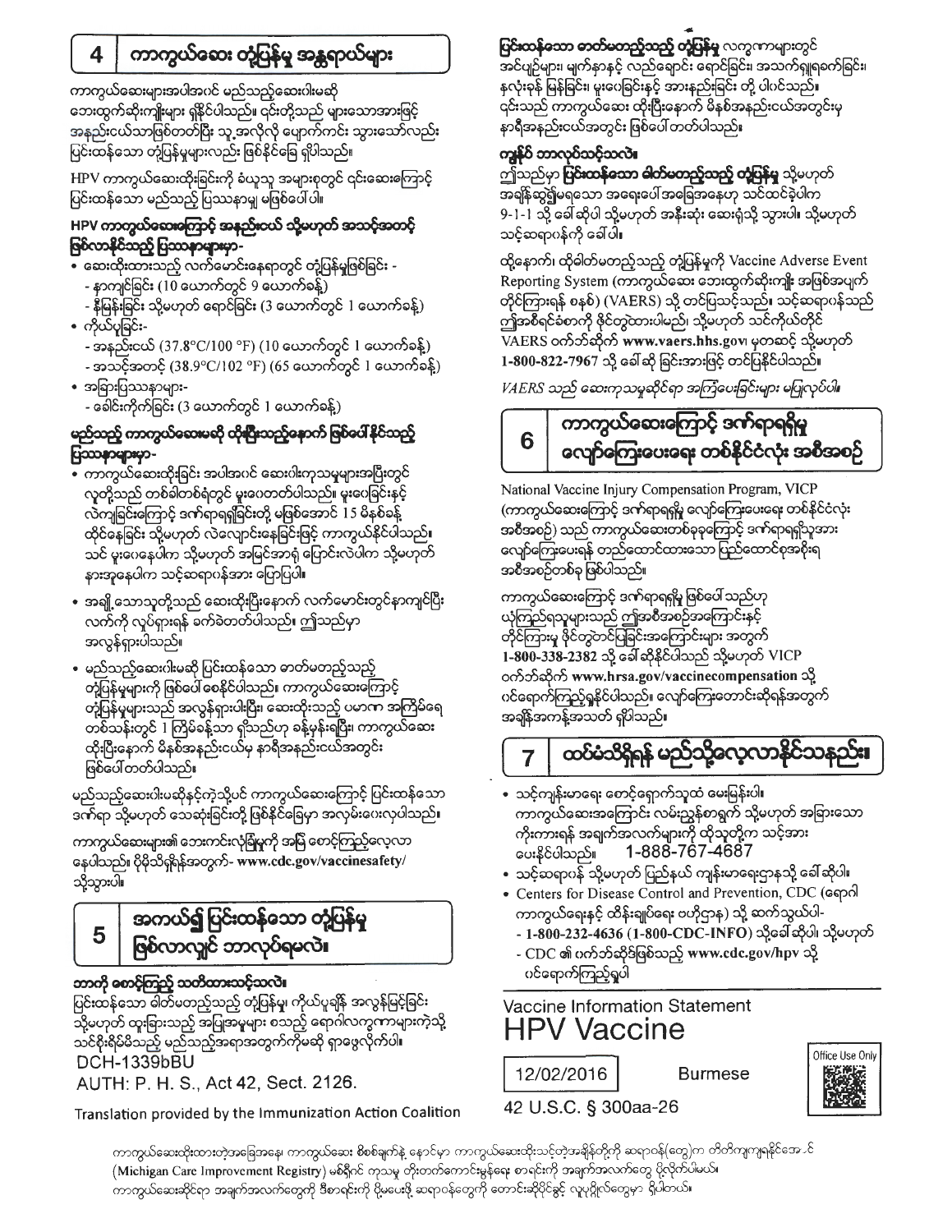## 4 | ကာကွယ်ဆေး တုံ့ပြန်မှု အန္တရာယ်များ

ကာကွယ်ဆေးများအပါအဝင် မည်သည့်ဆေးဝါးမဆို ဘေးထွက်ဆိုးကျိုးများ ရှိနိုင်ပါသည်။ ၎င်းတို့သည် များသောအားဖြင့် အနည်းငယ်သာဖြစ်တတ်ပြီး သူ့အလိုလို ပျောက်ကင်း သွားသော်လည်း ပြင်းထန်သော တုံ့ပြန်မှုများလည်း ဖြစ်နိုင်ခြေ ရှိပါသည်။

HPV ကာကွယ်ဆေးထိုးခြင်းကို ခံယူသူ အများစုတွင် ၎င်းဆေးကြောင့် ပြင်းထန်သော မည်သည့် ပြဿနာမျှ မဖြစ်ပေါ်ပါ။

### HPV ကာကွယ်ဆေးကြောင့် အနည်းငယ် သို့မဟုတ် အသင့်အတင့် ဖြစ်လာနိုင်သည့် ပြဿနာများမှာ-

- ဆေးထိုးထားသည့် လက်မောင်းနေရာတွင် တုံ့ပြန်မှုဖြစ်ခြင်း -
  - နာကျင်ခြင်း (10 ယောက်တွင် 9 ယောက်ခန့်)
  - နီမြန်းခြင်း သို့မဟုတ် ရောင်ခြင်း (3 ယောက်တွင် 1 ယောက်ခန့်)
- ကိုယ်ပူခြင်း:-
  - အနည်းငယ် (37.8°C/100 °F) (10 ယောက်တွင် 1 ယောက်ခန့်)
  - အသင့်အတင့် (38.9°C/102 °F) (65 ယောက်တွင် 1 ယောက်ခန့်)
- အခြားပြဿနာများ-
  - ခေါင်းကိုက်ခြင်း (3 ယောက်တွင် 1 ယောက်ခန့်)

### မည်သည့် ကာကွယ်ဆေးမဆို ထိုးပြီးသည့်နောက် ဖြစ်ပေါ်နိုင်သည့် ပြဿနာများမှာ-

- ကာကွယ်ဆေးထိုးခြင်း အပါအဝင် ဆေးဝါးကုသမှုများအပြီးတွင် လူတို့သည် တစ်ခါတစ်ရံတွင် မူးဝေတတ်ပါသည်။ မူးဝေခြင်းနှင့် လဲကျခြင်းကြောင့် ဒဏ်ရာရရှိခြင်းတို့ မဖြစ်စေအောင် 15 မိနစ်ခန့် ထိုင်နေခြင်း သို့မဟုတ် လဲလျောင်းနေခြင်းဖြင့် ကာကွယ်နိုင်ပါသည်။ သင် မူးဝေနေပါက သို့မဟုတ် အမြင်အာရုံ ပြောင်းလဲပါက သို့မဟုတ် နားအူနေပါက သင့်ဆရာဝန်အား ပြောပြပါ။
- အချို့သောသူတို့သည် ဆေးထိုးပြီးနောက် လက်မောင်းတွင်နာကျင်ပြီး လက်ကို လှုပ်ရှားရန် ခက်ခဲတတ်ပါသည်။ ဤသည်မှာ အလွန်ရှားပါသည်။
- မည်သည့်ဆေးဝါးမဆို ပြင်းထန်သော ဓာတ်မတည့်သည့် တုံ့ပြန်မှုများကို ဖြစ်ပေါ်စေနိုင်ပါသည်။ ကာကွယ်ဆေးကြောင့် တုံ့ပြန်မှုများသည် အလွန်ရှားပါးပြီး ဆေးထိုးသည့် ပမာဏ အကြိမ်ရေ တစ်သန်းတွင် 1 ကြိမ်ခန့်သာ ရှိသည်ဟု ခန့်မှန်းရပြီး၊ ကာကွယ်ဆေး ထိုးပြီးနောက် မိနစ်အနည်းငယ်မှ နာရီအနည်းငယ်အတွင်း ဖြစ်ပေါ်တတ်ပါသည်။

မည်သည့်ဆေးဝါးမဆိုနှင့်ကဲ့သို့ပင် ကာကွယ်ဆေးကြောင့် ပြင်းထန်သော ဒဏ်ရာ သို့မဟုတ် သေဆုံးခြင်းတို့ ဖြစ်နိုင်ခြေမှာ အလွန်းပင်းလှပါသည်။

ကာကွယ်ဆေးများ၏ ဘေးကင်းလုံခြုံမှုကို အမြဲ စောင့်ကြည့်လေ့လာနေပါသည်။ ပိုမိုသိရှိရန်အတွက်- **www.cdc.gov/vaccinesafety/** သို့သွားပါ။

## 5 | အကယ်၍ ပြင်းထန်သော တုံ့ပြန်မှု ဖြစ်လာလျှင် ဘာလုပ်ရမလဲ။

### ဘာကို စောင့်ကြည့် သတိထားသင့်သလဲ။

ပြင်းထန်သော ဓါတ်မတည့်သည့် တုံ့ပြန်မှု၊ ကိုယ်ပူချိန် အလွန်မြင့်ခြင်း သို့မဟုတ် ထူးခြားသည့် အပြုအမူများ စသည့် ရောဂါလက္ခဏာများကဲ့သို့ သင်စိုးရိမ်မိသည့် မည်သည့်အရာအတွက်ကိုမဆို ရှာဖွေလိုက်ပါ။

ပြင်းထန်သော ဓာတ်မတည့်သည့် တုံ့ပြန်မှု လက္ခဏာများတွင် အင်ပျဉ်များ၊ မျက်နှာနှင့် လည်ချောင်း ရောင်ခြင်း၊ အသက်ရှူရခက်ခြင်း၊ နှလုံးခုန် မြန်ခြင်း၊ မူးဝေခြင်းနှင့် အားနည်းခြင်း တို့ ပါဝင်သည်။ ၎င်းသည် ကာကွယ်ဆေး ထိုးပြီးနောက် မိနစ်အနည်းငယ်အတွင်းမှ နာရီအနည်းငယ်အတွင်း ဖြစ်ပေါ် တတ်ပါသည်။

### ကျွန်ုပ် ဘာလုပ်သင့်သလဲ။

ဤသည်မှာ **ပြင်းထန်သော ဓါတ်မတည့်သည့် တုံ့ပြန်မှု** သို့မဟုတ် အချိန်ဆွဲ၍မရသော အရေးပေါ်အခြေအနေဟု သင်ထင်ခဲ့ပါက 9-1-1 သို့ ခေါ် ဆိုပါ သို့မဟုတ် အနီးဆုံး ဆေးရုံသို့ သွားပါ။ သို့မဟုတ် သင့်ဆရာဝန်ကို ခေါ်ပါ။

ထို့နောက်၊ ထိုဓါတ်မတည့်သည့် တုံ့ပြန်မှုကို Vaccine Adverse Event Reporting System (ကာကွယ်ဆေး ဘေးထွက်ဆိုးကျိုး အဖြစ်အပျက် တိုင်ကြားရန် စနစ်) (VAERS) သို့ တင်ပြသင့်သည်။ သင့်ဆရာဝန်သည် ဤအစီရင်ခံစာကို ဖိုင်တွဲထားပါမည်၊ သို့မဟုတ် သင်ကိုယ်တိုင် VAERS ဝက်ဘ်ဆိုက် **www.vaers.hhs.gov**၊ မှတစ်ဆင့် သို့မဟုတ် **1-800-822-7967** သို့ ခေါ်ဆို ခြင်းအားဖြင့် တင်ပြနိုင်ပါသည်။

*VAERS သည် ဆေးကုသမှုဆိုင်ရာ အကြံပေးခြင်းများ မပြုလုပ်ပါ။*

## 6 | ကာကွယ်ဆေးကြောင့် ဒဏ်ရာရရှိမှု လျော်ကြေးပေးရေး တစ်နိုင်ငံလုံး အစီအစဉ်

National Vaccine Injury Compensation Program, VICP (ကာကွယ်ဆေးကြောင့် ဒဏ်ရာရရှိမှု လျော်ကြေးပေးရေး တစ်နိုင်ငံလုံး အစီအစဉ်) သည် ကာကွယ်ဆေးတစ်ခုခုကြောင့် ဒဏ်ရာရရှိသူအား လျော်ကြေးပေးရန် တည်ထောင်ထားသော ပြည်ထောင်စုအစိုးရ အစီအစဉ်တစ်ခု ဖြစ်ပါသည်။

ကာကွယ်ဆေးကြောင့် ဒဏ်ရာရရှိမှု ဖြစ်ပေါ် သည်ဟု ယုံကြည်ရသူများသည် ဤအစီအစဉ်အကြောင်းနှင့် တိုင်ကြားမှု ဖိုင်တွဲတင်ပြခြင်းအကြောင်းများ အတွက် **1-800-338-2382** သို့ ခေါ် ဆိုနိုင်ပါသည် သို့မဟုတ် VICP ဝက်ဘ်ဆိုက် **www.hrsa.gov/vaccinecompensation** သို့ ဝင်ရောက်ကြည့်ရှုနိုင်ပါသည်။ လျော်ကြေးတောင်းဆိုရန်အတွက် အချိန်အကန့်အသတ် ရှိပါသည်။

## 7 | ထပ်မံသိရှိရန် မည်သို့လေ့လာနိုင်သနည်း။

- သင့်ကျန်းမာရေး စောင့်ရှောက်သူထံ မေးမြန်းပါ။ ကာကွယ်ဆေးအကြောင်း လမ်းညွှန်စာရွက် သို့မဟုတ် အခြားသော ကိုးကားရန် အချက်အလက်များကို ထိုသူတို့က သင့်အား ပေးနိုင်ပါသည်။ 1-888-767-4687
- သင့်ဆရာဝန် သို့မဟုတ် ပြည်နယ် ကျန်းမာရေးဌာနသို့ ခေါ် ဆိုပါ။
- Centers for Disease Control and Prevention, CDC (ရောဂါ ကာကွယ်ရေးနှင့် ထိန်းချုပ်ရေး ဗဟိုဌာန) သို့ ဆက်သွယ်ပါ-
  - **1-800-232-4636 (1-800-CDC-INFO)** သို့ခေါ် ဆိုပါ၊ သို့မဟုတ်
  - CDC ၏ ဝက်ဘ်ဆိုဒ်ဖြစ်သည့် **www.cdc.gov/hpv** သို့ ဝင်ရောက်ကြည့်ရှုပါ

Vaccine Information Statement
# HPV Vaccine

12/02/2016 Burmese

Office Use Only

42 U.S.C. § 300aa-26

DCH-1339bBU

AUTH: P. H. S., Act 42, Sect. 2126.

Translation provided by the Immunization Action Coalition

ကာကွယ်ဆေးထိုးထားတဲ့အခြေအနေ၊ ကာကွယ်ဆေး စီစစ်ချက်နဲ့ နောင်မှာ ကာကွယ်ဆေးထိုးသင့်တဲ့အချိန်တို့ကို ဆရာဝန်(တွေ)က တိတိကျကျရနိုင်အောင် (**Michigan Care Improvement Registry**) မစ်ရှီဂင် ကုသမှု တိုးတက်ကောင်းမွန်ရေး စာရင်းကို အချက်အလက်တွေ ပို့လိုက်ပါမယ်။ ကာကွယ်ဆေးဆိုင်ရာ အချက်အလက်တွေကို ဒီစာရင်းကို ပို့ပေးဖို့ ဆရာဝန်တွေကို တောင်းဆိုပိုင်ခွင့် လူပုဂ္ဂိုလ်တွေမှာ ရှိပါတယ်။